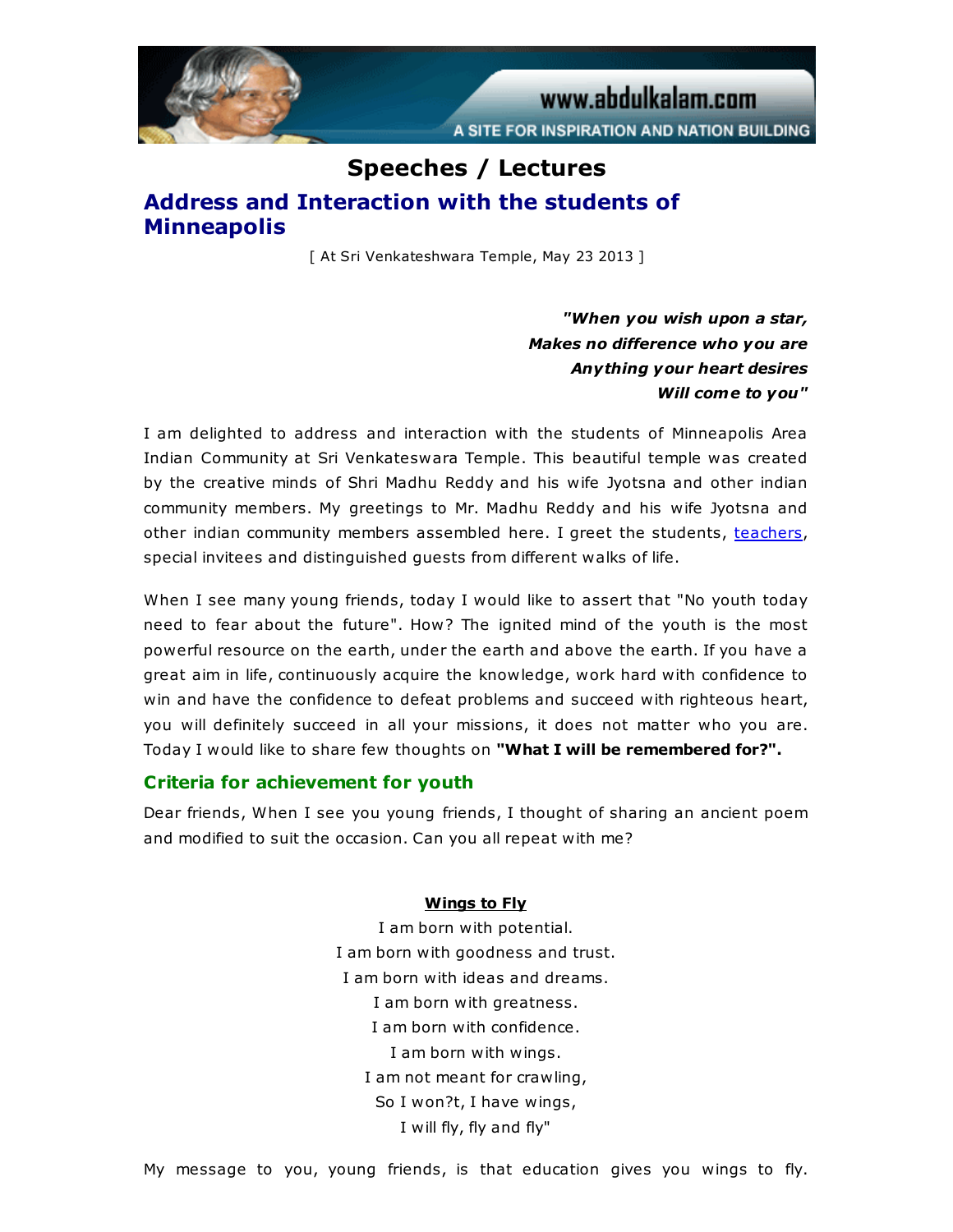# Speeches / Lectures

## Address and Interaction with the students of Minneapolis

[ At Sri Venkateshwara Temple, May 23 2013 ]

***"When you wish upon a star,***
***Makes no difference who you are***
***Anything your heart desires***
***Will come to you"***

I am delighted to address and interaction with the students of Minneapolis Area Indian Community at Sri Venkateswara Temple. This beautiful temple was created by the creative minds of Shri Madhu Reddy and his wife Jyotsna and other indian community members. My greetings to Mr. Madhu Reddy and his wife Jyotsna and other indian community members assembled here. I greet the students, teachers, special invitees and distinguished guests from different walks of life.

When I see many young friends, today I would like to assert that "No youth today need to fear about the future". How? The ignited mind of the youth is the most powerful resource on the earth, under the earth and above the earth. If you have a great aim in life, continuously acquire the knowledge, work hard with confidence to win and have the confidence to defeat problems and succeed with righteous heart, you will definitely succeed in all your missions, it does not matter who you are. Today I would like to share few thoughts on **"What I will be remembered for?".**

### Criteria for achievement for youth

Dear friends, When I see you young friends, I thought of sharing an ancient poem and modified to suit the occasion. Can you all repeat with me?

**Wings to Fly**

I am born with potential.
I am born with goodness and trust.
I am born with ideas and dreams.
I am born with greatness.
I am born with confidence.
I am born with wings.
I am not meant for crawling,
So I won?t, I have wings,
I will fly, fly and fly"

My message to you, young friends, is that education gives you wings to fly.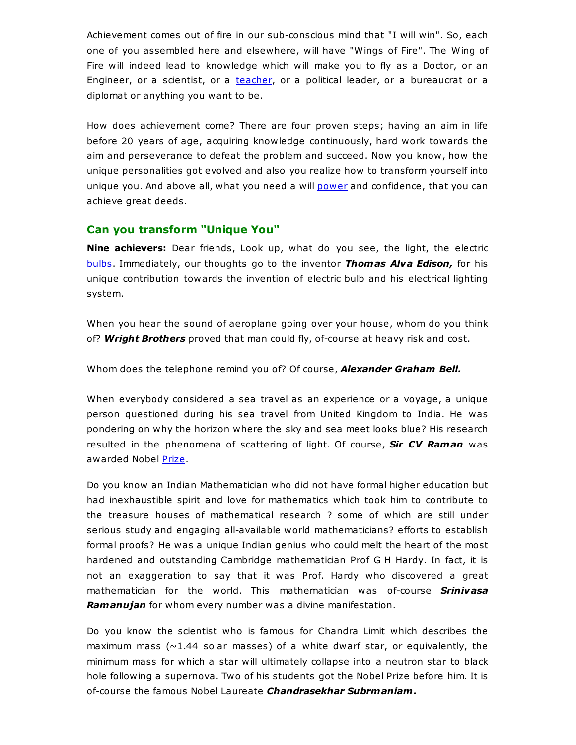Achievement comes out of fire in our sub-conscious mind that "I will win". So, each one of you assembled here and elsewhere, will have "Wings of Fire". The Wing of Fire will indeed lead to knowledge which will make you to fly as a Doctor, or an Engineer, or a scientist, or a teacher, or a political leader, or a bureaucrat or a diplomat or anything you want to be.

How does achievement come? There are four proven steps; having an aim in life before 20 years of age, acquiring knowledge continuously, hard work towards the aim and perseverance to defeat the problem and succeed. Now you know, how the unique personalities got evolved and also you realize how to transform yourself into unique you. And above all, what you need a will power and confidence, that you can achieve great deeds.

## Can you transform "Unique You"

**Nine achievers:** Dear friends, Look up, what do you see, the light, the electric bulbs. Immediately, our thoughts go to the inventor ***Thomas Alva Edison,*** for his unique contribution towards the invention of electric bulb and his electrical lighting system.

When you hear the sound of aeroplane going over your house, whom do you think of? ***Wright Brothers*** proved that man could fly, of-course at heavy risk and cost.

Whom does the telephone remind you of? Of course, ***Alexander Graham Bell.***

When everybody considered a sea travel as an experience or a voyage, a unique person questioned during his sea travel from United Kingdom to India. He was pondering on why the horizon where the sky and sea meet looks blue? His research resulted in the phenomena of scattering of light. Of course, ***Sir CV Raman*** was awarded Nobel Prize.

Do you know an Indian Mathematician who did not have formal higher education but had inexhaustible spirit and love for mathematics which took him to contribute to the treasure houses of mathematical research ? some of which are still under serious study and engaging all-available world mathematicians? efforts to establish formal proofs? He was a unique Indian genius who could melt the heart of the most hardened and outstanding Cambridge mathematician Prof G H Hardy. In fact, it is not an exaggeration to say that it was Prof. Hardy who discovered a great mathematician for the world. This mathematician was of-course ***Srinivasa Ramanujan*** for whom every number was a divine manifestation.

Do you know the scientist who is famous for Chandra Limit which describes the maximum mass (~1.44 solar masses) of a white dwarf star, or equivalently, the minimum mass for which a star will ultimately collapse into a neutron star to black hole following a supernova. Two of his students got the Nobel Prize before him. It is of-course the famous Nobel Laureate ***Chandrasekhar Subrmaniam.***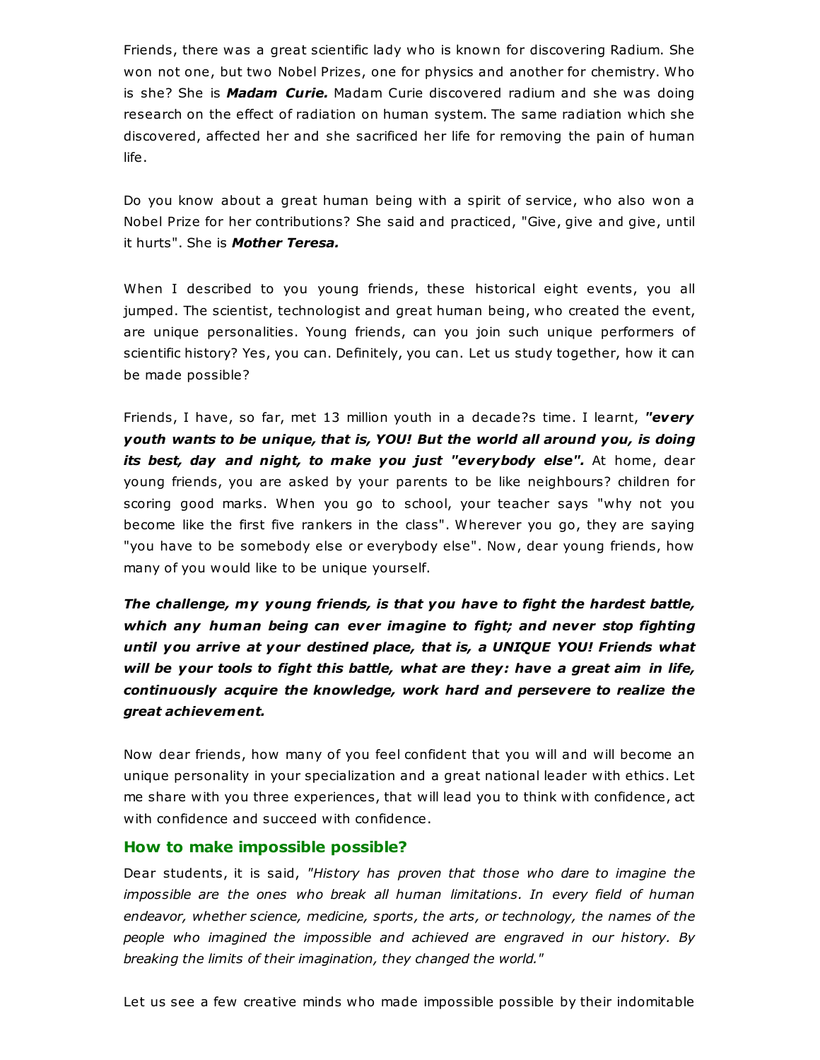Friends, there was a great scientific lady who is known for discovering Radium. She won not one, but two Nobel Prizes, one for physics and another for chemistry. Who is she? She is ***Madam Curie.*** Madam Curie discovered radium and she was doing research on the effect of radiation on human system. The same radiation which she discovered, affected her and she sacrificed her life for removing the pain of human life.

Do you know about a great human being with a spirit of service, who also won a Nobel Prize for her contributions? She said and practiced, "Give, give and give, until it hurts". She is ***Mother Teresa.***

When I described to you young friends, these historical eight events, you all jumped. The scientist, technologist and great human being, who created the event, are unique personalities. Young friends, can you join such unique performers of scientific history? Yes, you can. Definitely, you can. Let us study together, how it can be made possible?

Friends, I have, so far, met 13 million youth in a decade?s time. I learnt, ***"every youth wants to be unique, that is, YOU! But the world all around you, is doing its best, day and night, to make you just "everybody else".*** At home, dear young friends, you are asked by your parents to be like neighbours? children for scoring good marks. When you go to school, your teacher says "why not you become like the first five rankers in the class". Wherever you go, they are saying "you have to be somebody else or everybody else". Now, dear young friends, how many of you would like to be unique yourself.

***The challenge, my young friends, is that you have to fight the hardest battle, which any human being can ever imagine to fight; and never stop fighting until you arrive at your destined place, that is, a UNIQUE YOU! Friends what will be your tools to fight this battle, what are they: have a great aim in life, continuously acquire the knowledge, work hard and persevere to realize the great achievement.***

Now dear friends, how many of you feel confident that you will and will become an unique personality in your specialization and a great national leader with ethics. Let me share with you three experiences, that will lead you to think with confidence, act with confidence and succeed with confidence.

### How to make impossible possible?

Dear students, it is said, *"History has proven that those who dare to imagine the impossible are the ones who break all human limitations. In every field of human endeavor, whether science, medicine, sports, the arts, or technology, the names of the people who imagined the impossible and achieved are engraved in our history. By breaking the limits of their imagination, they changed the world."*

Let us see a few creative minds who made impossible possible by their indomitable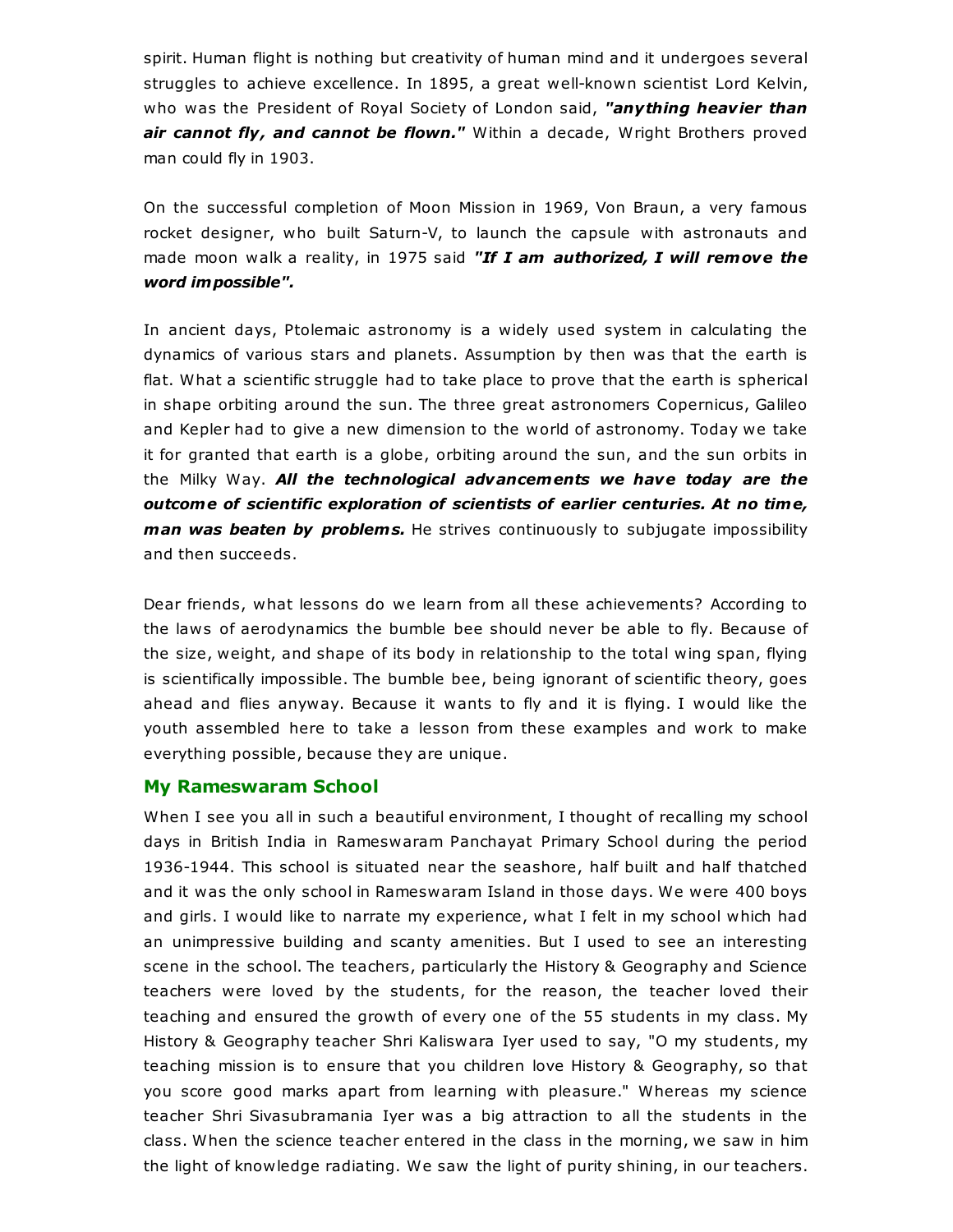spirit. Human flight is nothing but creativity of human mind and it undergoes several struggles to achieve excellence. In 1895, a great well-known scientist Lord Kelvin, who was the President of Royal Society of London said, ***"anything heavier than air cannot fly, and cannot be flown."*** Within a decade, Wright Brothers proved man could fly in 1903.

On the successful completion of Moon Mission in 1969, Von Braun, a very famous rocket designer, who built Saturn-V, to launch the capsule with astronauts and made moon walk a reality, in 1975 said ***"If I am authorized, I will remove the word impossible".***

In ancient days, Ptolemaic astronomy is a widely used system in calculating the dynamics of various stars and planets. Assumption by then was that the earth is flat. What a scientific struggle had to take place to prove that the earth is spherical in shape orbiting around the sun. The three great astronomers Copernicus, Galileo and Kepler had to give a new dimension to the world of astronomy. Today we take it for granted that earth is a globe, orbiting around the sun, and the sun orbits in the Milky Way. ***All the technological advancements we have today are the outcome of scientific exploration of scientists of earlier centuries. At no time, man was beaten by problems.*** He strives continuously to subjugate impossibility and then succeeds.

Dear friends, what lessons do we learn from all these achievements? According to the laws of aerodynamics the bumble bee should never be able to fly. Because of the size, weight, and shape of its body in relationship to the total wing span, flying is scientifically impossible. The bumble bee, being ignorant of scientific theory, goes ahead and flies anyway. Because it wants to fly and it is flying. I would like the youth assembled here to take a lesson from these examples and work to make everything possible, because they are unique.

## My Rameswaram School

When I see you all in such a beautiful environment, I thought of recalling my school days in British India in Rameswaram Panchayat Primary School during the period 1936-1944. This school is situated near the seashore, half built and half thatched and it was the only school in Rameswaram Island in those days. We were 400 boys and girls. I would like to narrate my experience, what I felt in my school which had an unimpressive building and scanty amenities. But I used to see an interesting scene in the school. The teachers, particularly the History & Geography and Science teachers were loved by the students, for the reason, the teacher loved their teaching and ensured the growth of every one of the 55 students in my class. My History & Geography teacher Shri Kaliswara Iyer used to say, "O my students, my teaching mission is to ensure that you children love History & Geography, so that you score good marks apart from learning with pleasure." Whereas my science teacher Shri Sivasubramania Iyer was a big attraction to all the students in the class. When the science teacher entered in the class in the morning, we saw in him the light of knowledge radiating. We saw the light of purity shining, in our teachers.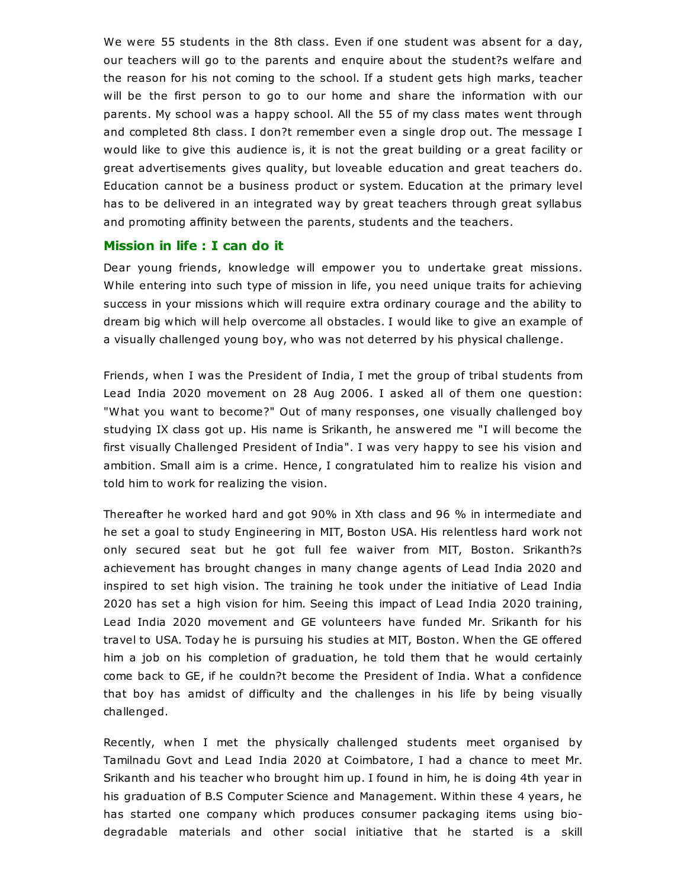We were 55 students in the 8th class. Even if one student was absent for a day, our teachers will go to the parents and enquire about the student?s welfare and the reason for his not coming to the school. If a student gets high marks, teacher will be the first person to go to our home and share the information with our parents. My school was a happy school. All the 55 of my class mates went through and completed 8th class. I don?t remember even a single drop out. The message I would like to give this audience is, it is not the great building or a great facility or great advertisements gives quality, but loveable education and great teachers do. Education cannot be a business product or system. Education at the primary level has to be delivered in an integrated way by great teachers through great syllabus and promoting affinity between the parents, students and the teachers.

### Mission in life : I can do it

Dear young friends, knowledge will empower you to undertake great missions. While entering into such type of mission in life, you need unique traits for achieving success in your missions which will require extra ordinary courage and the ability to dream big which will help overcome all obstacles. I would like to give an example of a visually challenged young boy, who was not deterred by his physical challenge.

Friends, when I was the President of India, I met the group of tribal students from Lead India 2020 movement on 28 Aug 2006. I asked all of them one question: "What you want to become?" Out of many responses, one visually challenged boy studying IX class got up. His name is Srikanth, he answered me "I will become the first visually Challenged President of India". I was very happy to see his vision and ambition. Small aim is a crime. Hence, I congratulated him to realize his vision and told him to work for realizing the vision.

Thereafter he worked hard and got 90% in Xth class and 96 % in intermediate and he set a goal to study Engineering in MIT, Boston USA. His relentless hard work not only secured seat but he got full fee waiver from MIT, Boston. Srikanth?s achievement has brought changes in many change agents of Lead India 2020 and inspired to set high vision. The training he took under the initiative of Lead India 2020 has set a high vision for him. Seeing this impact of Lead India 2020 training, Lead India 2020 movement and GE volunteers have funded Mr. Srikanth for his travel to USA. Today he is pursuing his studies at MIT, Boston. When the GE offered him a job on his completion of graduation, he told them that he would certainly come back to GE, if he couldn?t become the President of India. What a confidence that boy has amidst of difficulty and the challenges in his life by being visually challenged.

Recently, when I met the physically challenged students meet organised by Tamilnadu Govt and Lead India 2020 at Coimbatore, I had a chance to meet Mr. Srikanth and his teacher who brought him up. I found in him, he is doing 4th year in his graduation of B.S Computer Science and Management. Within these 4 years, he has started one company which produces consumer packaging items using bio-degradable materials and other social initiative that he started is a skill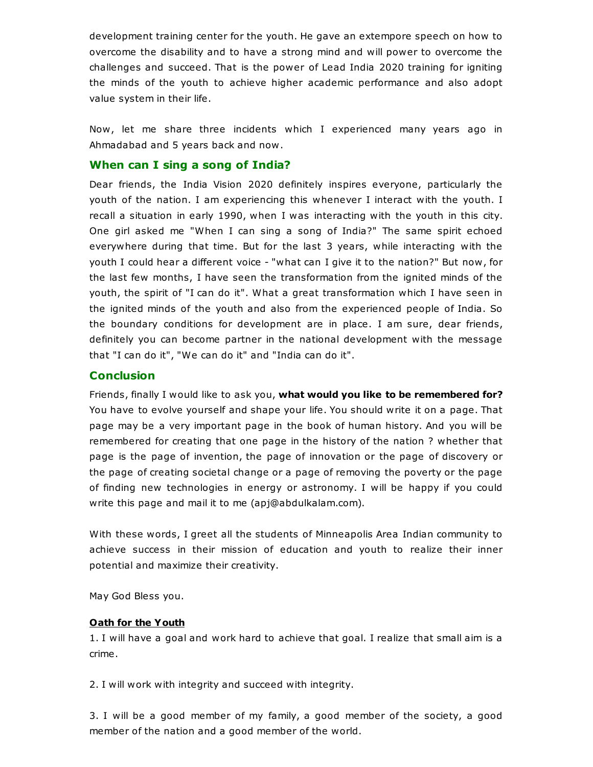development training center for the youth. He gave an extempore speech on how to overcome the disability and to have a strong mind and will power to overcome the challenges and succeed. That is the power of Lead India 2020 training for igniting the minds of the youth to achieve higher academic performance and also adopt value system in their life.

Now, let me share three incidents which I experienced many years ago in Ahmadabad and 5 years back and now.

## When can I sing a song of India?

Dear friends, the India Vision 2020 definitely inspires everyone, particularly the youth of the nation. I am experiencing this whenever I interact with the youth. I recall a situation in early 1990, when I was interacting with the youth in this city. One girl asked me "When I can sing a song of India?" The same spirit echoed everywhere during that time. But for the last 3 years, while interacting with the youth I could hear a different voice - "what can I give it to the nation?" But now, for the last few months, I have seen the transformation from the ignited minds of the youth, the spirit of "I can do it". What a great transformation which I have seen in the ignited minds of the youth and also from the experienced people of India. So the boundary conditions for development are in place. I am sure, dear friends, definitely you can become partner in the national development with the message that "I can do it", "We can do it" and "India can do it".

## Conclusion

Friends, finally I would like to ask you, **what would you like to be remembered for?** You have to evolve yourself and shape your life. You should write it on a page. That page may be a very important page in the book of human history. And you will be remembered for creating that one page in the history of the nation ? whether that page is the page of invention, the page of innovation or the page of discovery or the page of creating societal change or a page of removing the poverty or the page of finding new technologies in energy or astronomy. I will be happy if you could write this page and mail it to me (apj@abdulkalam.com).

With these words, I greet all the students of Minneapolis Area Indian community to achieve success in their mission of education and youth to realize their inner potential and maximize their creativity.

May God Bless you.

**Oath for the Youth**

1. I will have a goal and work hard to achieve that goal. I realize that small aim is a crime.

2. I will work with integrity and succeed with integrity.

3. I will be a good member of my family, a good member of the society, a good member of the nation and a good member of the world.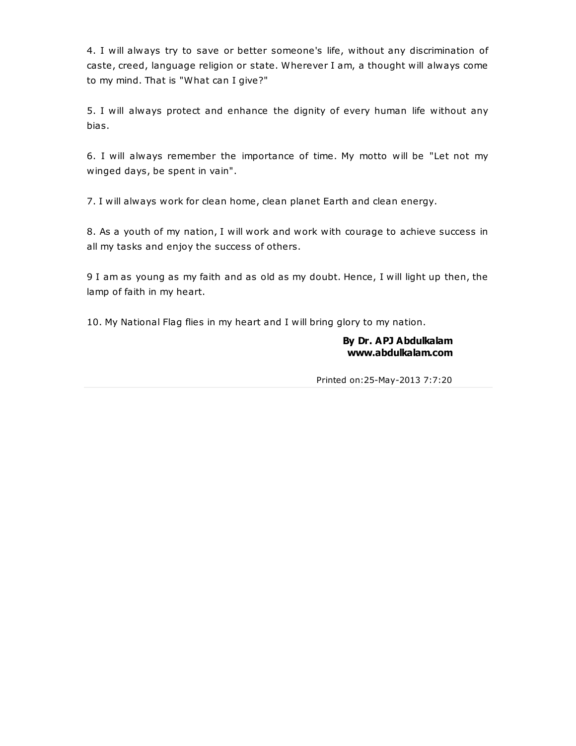4. I will always try to save or better someone's life, without any discrimination of caste, creed, language religion or state. Wherever I am, a thought will always come to my mind. That is "What can I give?"

5. I will always protect and enhance the dignity of every human life without any bias.

6. I will always remember the importance of time. My motto will be "Let not my winged days, be spent in vain".

7. I will always work for clean home, clean planet Earth and clean energy.

8. As a youth of my nation, I will work and work with courage to achieve success in all my tasks and enjoy the success of others.

9 I am as young as my faith and as old as my doubt. Hence, I will light up then, the lamp of faith in my heart.

10. My National Flag flies in my heart and I will bring glory to my nation.

**By Dr. APJ Abdulkalam**
**www.abdulkalam.com**

Printed on:25-May-2013 7:7:20